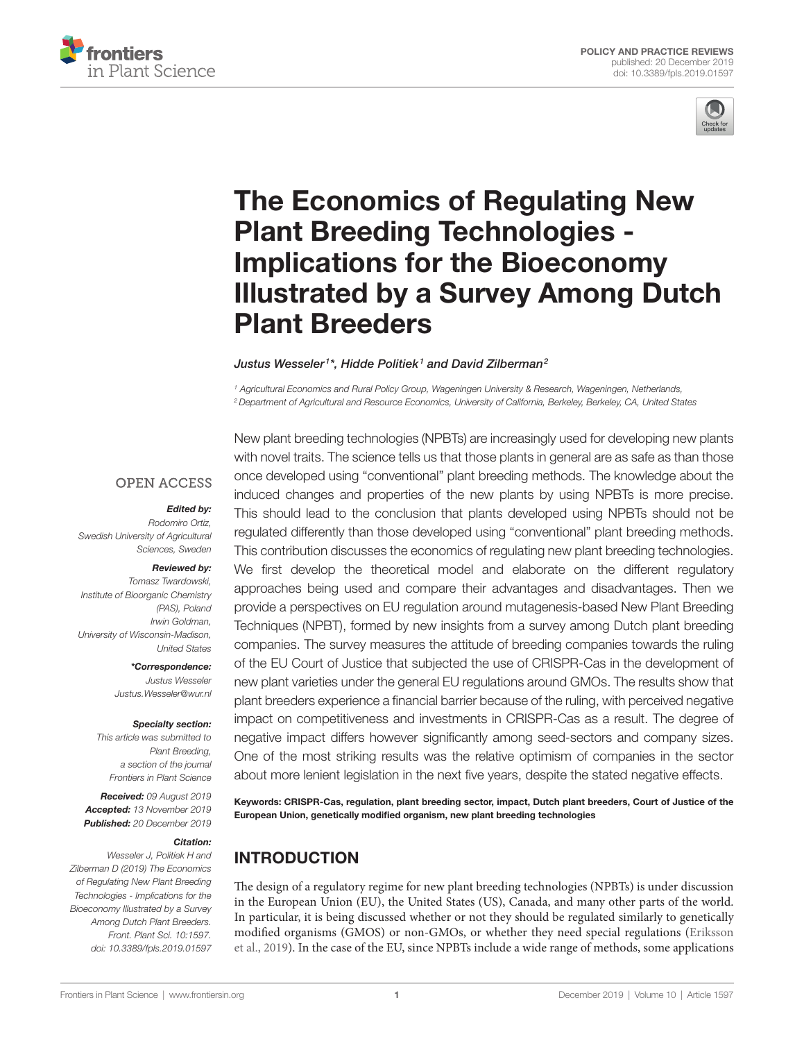POLICY AND PRACTICE REVIEWS
published: 20 December 2019
doi: 10.3389/fpls.2019.01597

# The Economics of Regulating New Plant Breeding Technologies - Implications for the Bioeconomy Illustrated by a Survey Among Dutch Plant Breeders

*Justus Wesseler[1]\*, Hidde Politiek[1] and David Zilberman[2]*

[1] Agricultural Economics and Rural Policy Group, Wageningen University & Research, Wageningen, Netherlands,
[2] Department of Agricultural and Resource Economics, University of California, Berkeley, Berkeley, CA, United States

OPEN ACCESS

***Edited by:***
Rodomiro Ortiz,
Swedish University of Agricultural Sciences, Sweden

***Reviewed by:***
Tomasz Twardowski,
Institute of Bioorganic Chemistry (PAS), Poland
Irwin Goldman,
University of Wisconsin-Madison, United States

***\*Correspondence:***
Justus Wesseler
Justus.Wesseler@wur.nl

***Specialty section:***
This article was submitted to Plant Breeding, a section of the journal Frontiers in Plant Science

***Received:*** 09 August 2019
***Accepted:*** 13 November 2019
***Published:*** 20 December 2019

***Citation:***
Wesseler J, Politiek H and Zilberman D (2019) The Economics of Regulating New Plant Breeding Technologies - Implications for the Bioeconomy Illustrated by a Survey Among Dutch Plant Breeders. Front. Plant Sci. 10:1597. doi: 10.3389/fpls.2019.01597

New plant breeding technologies (NPBTs) are increasingly used for developing new plants with novel traits. The science tells us that those plants in general are as safe as than those once developed using "conventional" plant breeding methods. The knowledge about the induced changes and properties of the new plants by using NPBTs is more precise. This should lead to the conclusion that plants developed using NPBTs should not be regulated differently than those developed using "conventional" plant breeding methods. This contribution discusses the economics of regulating new plant breeding technologies. We first develop the theoretical model and elaborate on the different regulatory approaches being used and compare their advantages and disadvantages. Then we provide a perspectives on EU regulation around mutagenesis-based New Plant Breeding Techniques (NPBT), formed by new insights from a survey among Dutch plant breeding companies. The survey measures the attitude of breeding companies towards the ruling of the EU Court of Justice that subjected the use of CRISPR-Cas in the development of new plant varieties under the general EU regulations around GMOs. The results show that plant breeders experience a financial barrier because of the ruling, with perceived negative impact on competitiveness and investments in CRISPR-Cas as a result. The degree of negative impact differs however significantly among seed-sectors and company sizes. One of the most striking results was the relative optimism of companies in the sector about more lenient legislation in the next five years, despite the stated negative effects.

**Keywords: CRISPR-Cas, regulation, plant breeding sector, impact, Dutch plant breeders, Court of Justice of the European Union, genetically modified organism, new plant breeding technologies**

## INTRODUCTION

The design of a regulatory regime for new plant breeding technologies (NPBTs) is under discussion in the European Union (EU), the United States (US), Canada, and many other parts of the world. In particular, it is being discussed whether or not they should be regulated similarly to genetically modified organisms (GMOS) or non-GMOs, or whether they need special regulations (Eriksson et al., 2019). In the case of the EU, since NPBTs include a wide range of methods, some applications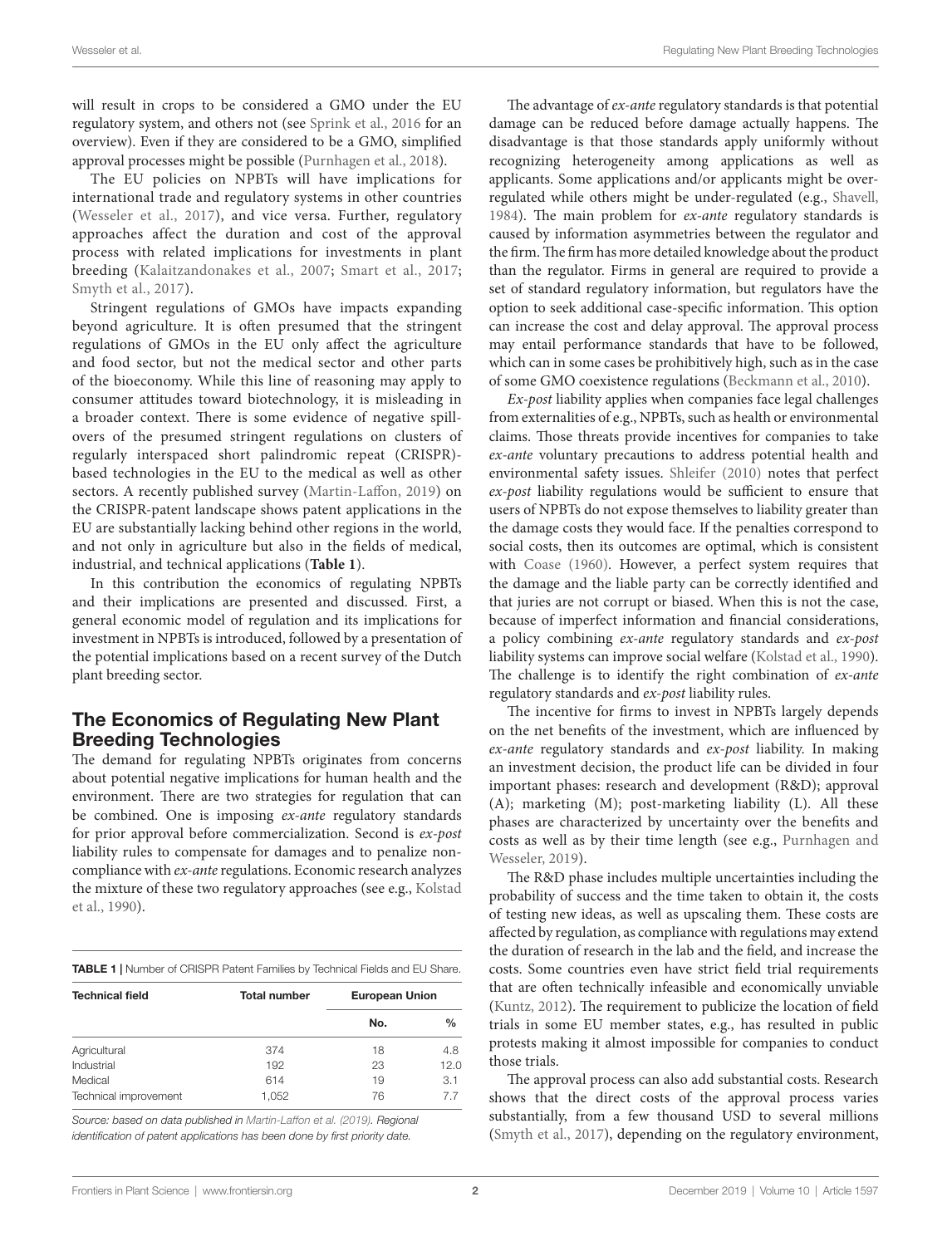will result in crops to be considered a GMO under the EU regulatory system, and others not (see Sprink et al., 2016 for an overview). Even if they are considered to be a GMO, simplified approval processes might be possible (Purnhagen et al., 2018).

The EU policies on NPBTs will have implications for international trade and regulatory systems in other countries (Wesseler et al., 2017), and vice versa. Further, regulatory approaches affect the duration and cost of the approval process with related implications for investments in plant breeding (Kalaitzandonakes et al., 2007; Smart et al., 2017; Smyth et al., 2017).

Stringent regulations of GMOs have impacts expanding beyond agriculture. It is often presumed that the stringent regulations of GMOs in the EU only affect the agriculture and food sector, but not the medical sector and other parts of the bioeconomy. While this line of reasoning may apply to consumer attitudes toward biotechnology, it is misleading in a broader context. There is some evidence of negative spill-overs of the presumed stringent regulations on clusters of regularly interspaced short palindromic repeat (CRISPR)-based technologies in the EU to the medical as well as other sectors. A recently published survey (Martin-Laffon, 2019) on the CRISPR-patent landscape shows patent applications in the EU are substantially lacking behind other regions in the world, and not only in agriculture but also in the fields of medical, industrial, and technical applications (**Table 1**).

In this contribution the economics of regulating NPBTs and their implications are presented and discussed. First, a general economic model of regulation and its implications for investment in NPBTs is introduced, followed by a presentation of the potential implications based on a recent survey of the Dutch plant breeding sector.

## The Economics of Regulating New Plant Breeding Technologies

The demand for regulating NPBTs originates from concerns about potential negative implications for human health and the environment. There are two strategies for regulation that can be combined. One is imposing *ex-ante* regulatory standards for prior approval before commercialization. Second is *ex-post* liability rules to compensate for damages and to penalize non-compliance with *ex-ante* regulations. Economic research analyzes the mixture of these two regulatory approaches (see e.g., Kolstad et al., 1990).

**TABLE 1 |** Number of CRISPR Patent Families by Technical Fields and EU Share.

| Technical field | Total number | European Union | |
|---|---|---|---|
| | | No. | % |
| Agricultural | 374 | 18 | 4.8 |
| Industrial | 192 | 23 | 12.0 |
| Medical | 614 | 19 | 3.1 |
| Technical improvement | 1,052 | 76 | 7.7 |

*Source: based on data published in Martin-Laffon et al. (2019). Regional identification of patent applications has been done by first priority date.*

The advantage of *ex-ante* regulatory standards is that potential damage can be reduced before damage actually happens. The disadvantage is that those standards apply uniformly without recognizing heterogeneity among applications as well as applicants. Some applications and/or applicants might be over-regulated while others might be under-regulated (e.g., Shavell, 1984). The main problem for *ex-ante* regulatory standards is caused by information asymmetries between the regulator and the firm. The firm has more detailed knowledge about the product than the regulator. Firms in general are required to provide a set of standard regulatory information, but regulators have the option to seek additional case-specific information. This option can increase the cost and delay approval. The approval process may entail performance standards that have to be followed, which can in some cases be prohibitively high, such as in the case of some GMO coexistence regulations (Beckmann et al., 2010).

*Ex-post* liability applies when companies face legal challenges from externalities of e.g., NPBTs, such as health or environmental claims. Those threats provide incentives for companies to take *ex-ante* voluntary precautions to address potential health and environmental safety issues. Shleifer (2010) notes that perfect *ex-post* liability regulations would be sufficient to ensure that users of NPBTs do not expose themselves to liability greater than the damage costs they would face. If the penalties correspond to social costs, then its outcomes are optimal, which is consistent with Coase (1960). However, a perfect system requires that the damage and the liable party can be correctly identified and that juries are not corrupt or biased. When this is not the case, because of imperfect information and financial considerations, a policy combining *ex-ante* regulatory standards and *ex-post* liability systems can improve social welfare (Kolstad et al., 1990). The challenge is to identify the right combination of *ex-ante* regulatory standards and *ex-post* liability rules.

The incentive for firms to invest in NPBTs largely depends on the net benefits of the investment, which are influenced by *ex-ante* regulatory standards and *ex-post* liability. In making an investment decision, the product life can be divided in four important phases: research and development (R&D); approval (A); marketing (M); post-marketing liability (L). All these phases are characterized by uncertainty over the benefits and costs as well as by their time length (see e.g., Purnhagen and Wesseler, 2019).

The R&D phase includes multiple uncertainties including the probability of success and the time taken to obtain it, the costs of testing new ideas, as well as upscaling them. These costs are affected by regulation, as compliance with regulations may extend the duration of research in the lab and the field, and increase the costs. Some countries even have strict field trial requirements that are often technically infeasible and economically unviable (Kuntz, 2012). The requirement to publicize the location of field trials in some EU member states, e.g., has resulted in public protests making it almost impossible for companies to conduct those trials.

The approval process can also add substantial costs. Research shows that the direct costs of the approval process varies substantially, from a few thousand USD to several millions (Smyth et al., 2017), depending on the regulatory environment,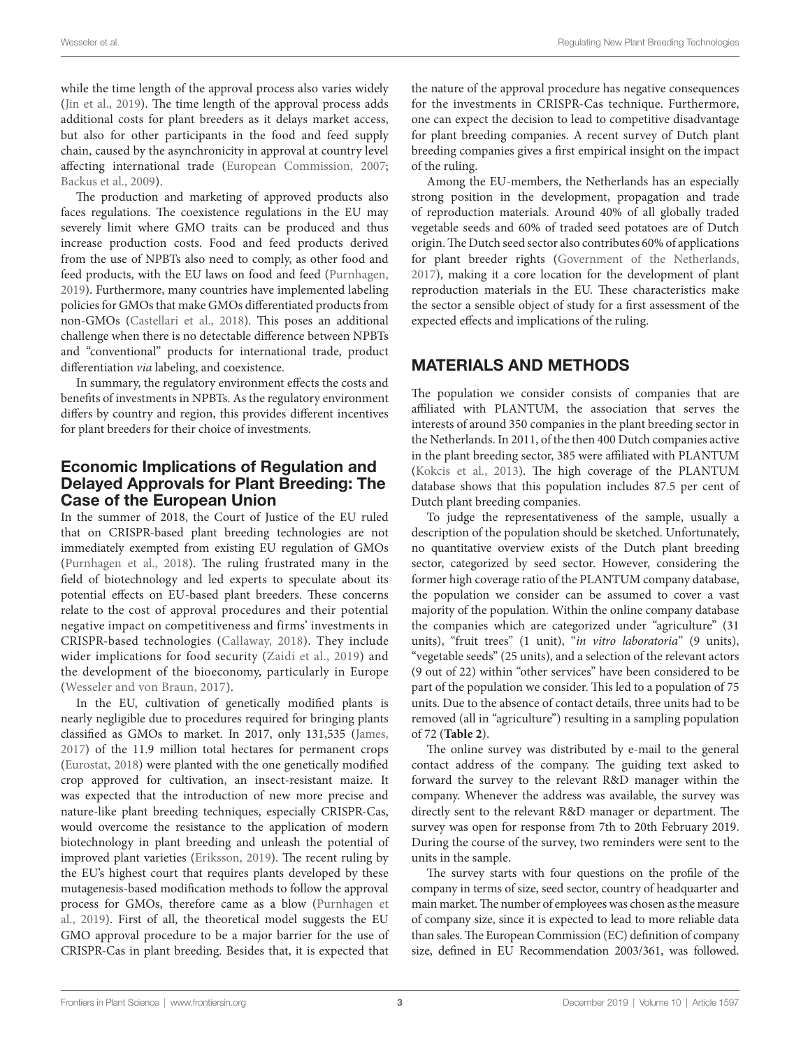while the time length of the approval process also varies widely (Jin et al., 2019). The time length of the approval process adds additional costs for plant breeders as it delays market access, but also for other participants in the food and feed supply chain, caused by the asynchronicity in approval at country level affecting international trade (European Commission, 2007; Backus et al., 2009).

The production and marketing of approved products also faces regulations. The coexistence regulations in the EU may severely limit where GMO traits can be produced and thus increase production costs. Food and feed products derived from the use of NPBTs also need to comply, as other food and feed products, with the EU laws on food and feed (Purnhagen, 2019). Furthermore, many countries have implemented labeling policies for GMOs that make GMOs differentiated products from non-GMOs (Castellari et al., 2018). This poses an additional challenge when there is no detectable difference between NPBTs and "conventional" products for international trade, product differentiation *via* labeling, and coexistence.

In summary, the regulatory environment effects the costs and benefits of investments in NPBTs. As the regulatory environment differs by country and region, this provides different incentives for plant breeders for their choice of investments.

### Economic Implications of Regulation and Delayed Approvals for Plant Breeding: The Case of the European Union

In the summer of 2018, the Court of Justice of the EU ruled that on CRISPR-based plant breeding technologies are not immediately exempted from existing EU regulation of GMOs (Purnhagen et al., 2018). The ruling frustrated many in the field of biotechnology and led experts to speculate about its potential effects on EU-based plant breeders. These concerns relate to the cost of approval procedures and their potential negative impact on competitiveness and firms' investments in CRISPR-based technologies (Callaway, 2018). They include wider implications for food security (Zaidi et al., 2019) and the development of the bioeconomy, particularly in Europe (Wesseler and von Braun, 2017).

In the EU, cultivation of genetically modified plants is nearly negligible due to procedures required for bringing plants classified as GMOs to market. In 2017, only 131,535 (James, 2017) of the 11.9 million total hectares for permanent crops (Eurostat, 2018) were planted with the one genetically modified crop approved for cultivation, an insect-resistant maize. It was expected that the introduction of new more precise and nature-like plant breeding techniques, especially CRISPR-Cas, would overcome the resistance to the application of modern biotechnology in plant breeding and unleash the potential of improved plant varieties (Eriksson, 2019). The recent ruling by the EU's highest court that requires plants developed by these mutagenesis-based modification methods to follow the approval process for GMOs, therefore came as a blow (Purnhagen et al., 2019). First of all, the theoretical model suggests the EU GMO approval procedure to be a major barrier for the use of CRISPR-Cas in plant breeding. Besides that, it is expected that the nature of the approval procedure has negative consequences for the investments in CRISPR-Cas technique. Furthermore, one can expect the decision to lead to competitive disadvantage for plant breeding companies. A recent survey of Dutch plant breeding companies gives a first empirical insight on the impact of the ruling.

Among the EU-members, the Netherlands has an especially strong position in the development, propagation and trade of reproduction materials. Around 40% of all globally traded vegetable seeds and 60% of traded seed potatoes are of Dutch origin. The Dutch seed sector also contributes 60% of applications for plant breeder rights (Government of the Netherlands, 2017), making it a core location for the development of plant reproduction materials in the EU. These characteristics make the sector a sensible object of study for a first assessment of the expected effects and implications of the ruling.

## MATERIALS AND METHODS

The population we consider consists of companies that are affiliated with PLANTUM, the association that serves the interests of around 350 companies in the plant breeding sector in the Netherlands. In 2011, of the then 400 Dutch companies active in the plant breeding sector, 385 were affiliated with PLANTUM (Kokcis et al., 2013). The high coverage of the PLANTUM database shows that this population includes 87.5 per cent of Dutch plant breeding companies.

To judge the representativeness of the sample, usually a description of the population should be sketched. Unfortunately, no quantitative overview exists of the Dutch plant breeding sector, categorized by seed sector. However, considering the former high coverage ratio of the PLANTUM company database, the population we consider can be assumed to cover a vast majority of the population. Within the online company database the companies which are categorized under "agriculture" (31 units), "fruit trees" (1 unit), "*in vitro laboratoria*" (9 units), "vegetable seeds" (25 units), and a selection of the relevant actors (9 out of 22) within "other services" have been considered to be part of the population we consider. This led to a population of 75 units. Due to the absence of contact details, three units had to be removed (all in "agriculture") resulting in a sampling population of 72 (**Table 2**).

The online survey was distributed by e-mail to the general contact address of the company. The guiding text asked to forward the survey to the relevant R&D manager within the company. Whenever the address was available, the survey was directly sent to the relevant R&D manager or department. The survey was open for response from 7th to 20th February 2019. During the course of the survey, two reminders were sent to the units in the sample.

The survey starts with four questions on the profile of the company in terms of size, seed sector, country of headquarter and main market. The number of employees was chosen as the measure of company size, since it is expected to lead to more reliable data than sales. The European Commission (EC) definition of company size, defined in EU Recommendation 2003/361, was followed.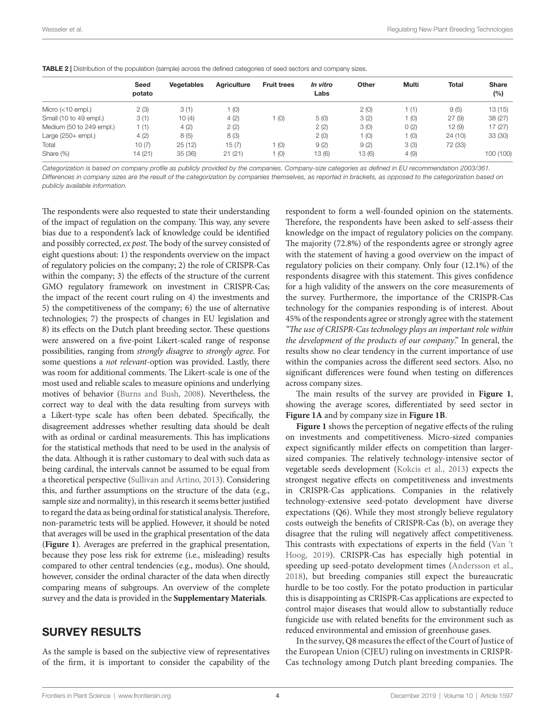**TABLE 2 |** Distribution of the population (sample) across the defined categories of seed sectors and company sizes.

| | Seed potato | Vegetables | Agriculture | Fruit trees | *In vitro* Labs | Other | Multi | Total | Share (%) |
|---|---|---|---|---|---|---|---|---|---|
| Micro (<10 empl.) | 2 (3) | 3 (1) | 1 (0) | | | 2 (0) | 1 (1) | 9 (5) | 13 (15) |
| Small (10 to 49 empl.) | 3 (1) | 10 (4) | 4 (2) | 1 (0) | 5 (0) | 3 (2) | 1 (0) | 27 (9) | 38 (27) |
| Medium (50 to 249 empl.) | 1 (1) | 4 (2) | 2 (2) | | 2 (2) | 3 (0) | 0 (2) | 12 (9) | 17 (27) |
| Large (250+ empl.) | 4 (2) | 8 (5) | 8 (3) | | 2 (0) | 1 (0) | 1 (0) | 24 (10) | 33 (30) |
| Total | 10 (7) | 25 (12) | 15 (7) | 1 (0) | 9 (2) | 9 (2) | 3 (3) | 72 (33) | |
| Share (%) | 14 (21) | 35 (36) | 21 (21) | 1 (0) | 13 (6) | 13 (6) | 4 (9) | | 100 (100) |

*Categorization is based on company profile as publicly provided by the companies. Company-size categories as defined in EU recommendation 2003/361. Differences in company sizes are the result of the categorization by companies themselves, as reported in brackets, as opposed to the categorization based on publicly available information.*

The respondents were also requested to state their understanding of the impact of regulation on the company. This way, any severe bias due to a respondent's lack of knowledge could be identified and possibly corrected, *ex post*. The body of the survey consisted of eight questions about: 1) the respondents overview on the impact of regulatory policies on the company; 2) the role of CRISPR-Cas within the company; 3) the effects of the structure of the current GMO regulatory framework on investment in CRISPR-Cas; the impact of the recent court ruling on 4) the investments and 5) the competitiveness of the company; 6) the use of alternative technologies; 7) the prospects of changes in EU legislation and 8) its effects on the Dutch plant breeding sector. These questions were answered on a five-point Likert-scaled range of response possibilities, ranging from *strongly disagree* to *strongly agree*. For some questions a *not relevant*-option was provided. Lastly, there was room for additional comments. The Likert-scale is one of the most used and reliable scales to measure opinions and underlying motives of behavior (Burns and Bush, 2008). Nevertheless, the correct way to deal with the data resulting from surveys with a Likert-type scale has often been debated. Specifically, the disagreement addresses whether resulting data should be dealt with as ordinal or cardinal measurements. This has implications for the statistical methods that need to be used in the analysis of the data. Although it is rather customary to deal with such data as being cardinal, the intervals cannot be assumed to be equal from a theoretical perspective (Sullivan and Artino, 2013). Considering this, and further assumptions on the structure of the data (e.g., sample size and normality), in this research it seems better justified to regard the data as being ordinal for statistical analysis. Therefore, non-parametric tests will be applied. However, it should be noted that averages will be used in the graphical presentation of the data (**Figure 1**). Averages are preferred in the graphical presentation, because they pose less risk for extreme (i.e., misleading) results compared to other central tendencies (e.g., modus). One should, however, consider the ordinal character of the data when directly comparing means of subgroups. An overview of the complete survey and the data is provided in the **Supplementary Materials**.

## SURVEY RESULTS

As the sample is based on the subjective view of representatives of the firm, it is important to consider the capability of the respondent to form a well-founded opinion on the statements. Therefore, the respondents have been asked to self-assess their knowledge on the impact of regulatory policies on the company. The majority (72.8%) of the respondents agree or strongly agree with the statement of having a good overview on the impact of regulatory policies on their company. Only four (12.1%) of the respondents disagree with this statement. This gives confidence for a high validity of the answers on the core measurements of the survey. Furthermore, the importance of the CRISPR-Cas technology for the companies responding is of interest. About 45% of the respondents agree or strongly agree with the statement *"The use of CRISPR-Cas technology plays an important role within the development of the products of our company"*. In general, the results show no clear tendency in the current importance of use within the companies across the different seed sectors. Also, no significant differences were found when testing on differences across company sizes.

The main results of the survey are provided in **Figure 1**, showing the average scores, differentiated by seed sector in **Figure 1A** and by company size in **Figure 1B**.

**Figure 1** shows the perception of negative effects of the ruling on investments and competitiveness. Micro-sized companies expect significantly milder effects on competition than larger-sized companies. The relatively technology-intensive sector of vegetable seeds development (Kokcis et al., 2013) expects the strongest negative effects on competitiveness and investments in CRISPR-Cas applications. Companies in the relatively technology-extensive seed-potato development have diverse expectations (Q6). While they most strongly believe regulatory costs outweigh the benefits of CRISPR-Cas (b), on average they disagree that the ruling will negatively affect competitiveness. This contrasts with expectations of experts in the field (Van 't Hoog, 2019). CRISPR-Cas has especially high potential in speeding up seed-potato development times (Andersson et al., 2018), but breeding companies still expect the bureaucratic hurdle to be too costly. For the potato production in particular this is disappointing as CRISPR-Cas applications are expected to control major diseases that would allow to substantially reduce fungicide use with related benefits for the environment such as reduced environmental and emission of greenhouse gases.

In the survey, Q8 measures the effect of the Court of Justice of the European Union (CJEU) ruling on investments in CRISPR-Cas technology among Dutch plant breeding companies. The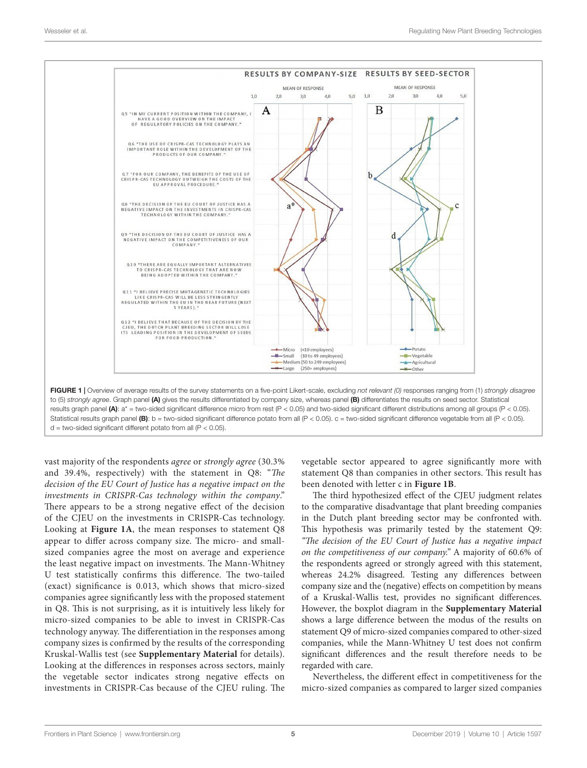FIGURE 1 | Overview of average results of the survey statements on a five-point Likert-scale, excluding *not relevant (0)* responses ranging from (1) *strongly disagree* to (5) *strongly agree*. Graph panel **(A)** gives the results differentiated by company size, whereas panel **(B)** differentiates the results on seed sector. Statistical results graph panel **(A)**: a* = two-sided significant difference micro from rest (P < 0.05) and two-sided significant different distributions among all groups (P < 0.05). Statistical results graph panel **(B)**: b = two-sided significant difference potato from all (P < 0.05). c = two-sided significant difference vegetable from all (P < 0.05). d = two-sided significant different potato from all (P < 0.05).

vast majority of the respondents *agree* or *strongly agree* (30.3% and 39.4%, respectively) with the statement in Q8: "*The decision of the EU Court of Justice has a negative impact on the investments in CRISPR-Cas technology within the company*." There appears to be a strong negative effect of the decision of the CJEU on the investments in CRISPR-Cas technology. Looking at **Figure 1A**, the mean responses to statement Q8 appear to differ across company size. The micro- and small-sized companies agree the most on average and experience the least negative impact on investments. The Mann-Whitney U test statistically confirms this difference. The two-tailed (exact) significance is 0.013, which shows that micro-sized companies agree significantly less with the proposed statement in Q8. This is not surprising, as it is intuitively less likely for micro-sized companies to be able to invest in CRISPR-Cas technology anyway. The differentiation in the responses among company sizes is confirmed by the results of the corresponding Kruskal-Wallis test (see **Supplementary Material** for details). Looking at the differences in responses across sectors, mainly the vegetable sector indicates strong negative effects on investments in CRISPR-Cas because of the CJEU ruling. The vegetable sector appeared to agree significantly more with statement Q8 than companies in other sectors. This result has been denoted with letter c in **Figure 1B**.

The third hypothesized effect of the CJEU judgment relates to the comparative disadvantage that plant breeding companies in the Dutch plant breeding sector may be confronted with. This hypothesis was primarily tested by the statement Q9: *"The decision of the EU Court of Justice has a negative impact on the competitiveness of our company."* A majority of 60.6% of the respondents agreed or strongly agreed with this statement, whereas 24.2% disagreed. Testing any differences between company size and the (negative) effects on competition by means of a Kruskal-Wallis test, provides no significant differences. However, the boxplot diagram in the **Supplementary Material** shows a large difference between the modus of the results on statement Q9 of micro-sized companies compared to other-sized companies, while the Mann-Whitney U test does not confirm significant differences and the result therefore needs to be regarded with care.

Nevertheless, the different effect in competitiveness for the micro-sized companies as compared to larger sized companies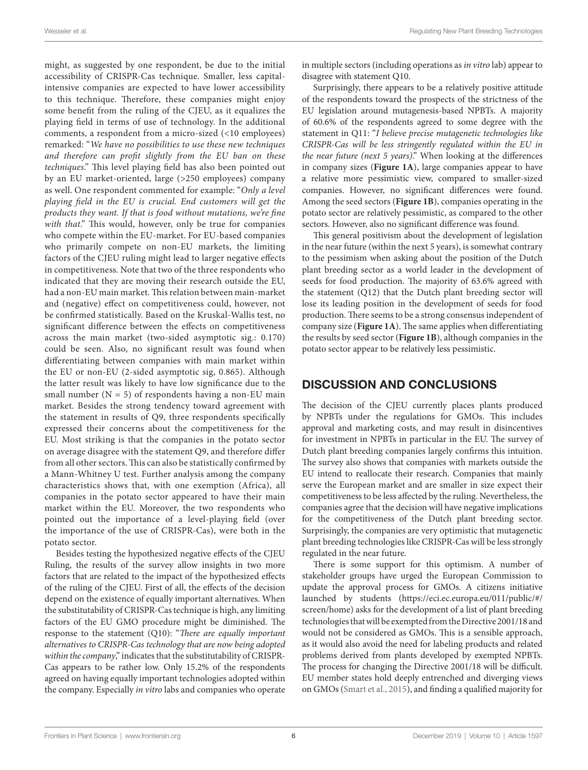might, as suggested by one respondent, be due to the initial accessibility of CRISPR-Cas technique. Smaller, less capital-intensive companies are expected to have lower accessibility to this technique. Therefore, these companies might enjoy some benefit from the ruling of the CJEU, as it equalizes the playing field in terms of use of technology. In the additional comments, a respondent from a micro-sized (<10 employees) remarked: "*We have no possibilities to use these new techniques and therefore can profit slightly from the EU ban on these techniques*." This level playing field has also been pointed out by an EU market-oriented, large (>250 employees) company as well. One respondent commented for example: "*Only a level playing field in the EU is crucial. End customers will get the products they want. If that is food without mutations, we're fine with that*." This would, however, only be true for companies who compete within the EU-market. For EU-based companies who primarily compete on non-EU markets, the limiting factors of the CJEU ruling might lead to larger negative effects in competitiveness. Note that two of the three respondents who indicated that they are moving their research outside the EU, had a non-EU main market. This relation between main-market and (negative) effect on competitiveness could, however, not be confirmed statistically. Based on the Kruskal-Wallis test, no significant difference between the effects on competitiveness across the main market (two-sided asymptotic sig.: 0.170) could be seen. Also, no significant result was found when differentiating between companies with main market within the EU or non-EU (2-sided asymptotic sig, 0.865). Although the latter result was likely to have low significance due to the small number ($N = 5$) of respondents having a non-EU main market. Besides the strong tendency toward agreement with the statement in results of Q9, three respondents specifically expressed their concerns about the competitiveness for the EU. Most striking is that the companies in the potato sector on average disagree with the statement Q9, and therefore differ from all other sectors. This can also be statistically confirmed by a Mann-Whitney U test. Further analysis among the company characteristics shows that, with one exemption (Africa), all companies in the potato sector appeared to have their main market within the EU. Moreover, the two respondents who pointed out the importance of a level-playing field (over the importance of the use of CRISPR-Cas), were both in the potato sector.

Besides testing the hypothesized negative effects of the CJEU Ruling, the results of the survey allow insights in two more factors that are related to the impact of the hypothesized effects of the ruling of the CJEU. First of all, the effects of the decision depend on the existence of equally important alternatives. When the substitutability of CRISPR-Cas technique is high, any limiting factors of the EU GMO procedure might be diminished. The response to the statement (Q10): "*There are equally important alternatives to CRISPR-Cas technology that are now being adopted within the company*," indicates that the substitutability of CRISPR-Cas appears to be rather low. Only 15.2% of the respondents agreed on having equally important technologies adopted within the company. Especially *in vitro* labs and companies who operate in multiple sectors (including operations as *in vitro* lab) appear to disagree with statement Q10.

Surprisingly, there appears to be a relatively positive attitude of the respondents toward the prospects of the strictness of the EU legislation around mutagenesis-based NPBTs. A majority of 60.6% of the respondents agreed to some degree with the statement in Q11: "*I believe precise mutagenetic technologies like CRISPR-Cas will be less stringently regulated within the EU in the near future (next 5 years)*." When looking at the differences in company sizes (**Figure 1A**), large companies appear to have a relative more pessimistic view, compared to smaller-sized companies. However, no significant differences were found. Among the seed sectors (**Figure 1B**), companies operating in the potato sector are relatively pessimistic, as compared to the other sectors. However, also no significant difference was found.

This general positivism about the development of legislation in the near future (within the next 5 years), is somewhat contrary to the pessimism when asking about the position of the Dutch plant breeding sector as a world leader in the development of seeds for food production. The majority of 63.6% agreed with the statement (Q12) that the Dutch plant breeding sector will lose its leading position in the development of seeds for food production. There seems to be a strong consensus independent of company size (**Figure 1A**). The same applies when differentiating the results by seed sector (**Figure 1B**), although companies in the potato sector appear to be relatively less pessimistic.

## DISCUSSION AND CONCLUSIONS

The decision of the CJEU currently places plants produced by NPBTs under the regulations for GMOs. This includes approval and marketing costs, and may result in disincentives for investment in NPBTs in particular in the EU. The survey of Dutch plant breeding companies largely confirms this intuition. The survey also shows that companies with markets outside the EU intend to reallocate their research. Companies that mainly serve the European market and are smaller in size expect their competitiveness to be less affected by the ruling. Nevertheless, the companies agree that the decision will have negative implications for the competitiveness of the Dutch plant breeding sector. Surprisingly, the companies are very optimistic that mutagenetic plant breeding technologies like CRISPR-Cas will be less strongly regulated in the near future.

There is some support for this optimism. A number of stakeholder groups have urged the European Commission to update the approval process for GMOs. A citizens initiative launched by students (https://eci.ec.europa.eu/011/public/#/screen/home) asks for the development of a list of plant breeding technologies that will be exempted from the Directive 2001/18 and would not be considered as GMOs. This is a sensible approach, as it would also avoid the need for labeling products and related problems derived from plants developed by exempted NPBTs. The process for changing the Directive 2001/18 will be difficult. EU member states hold deeply entrenched and diverging views on GMOs (Smart et al., 2015), and finding a qualified majority for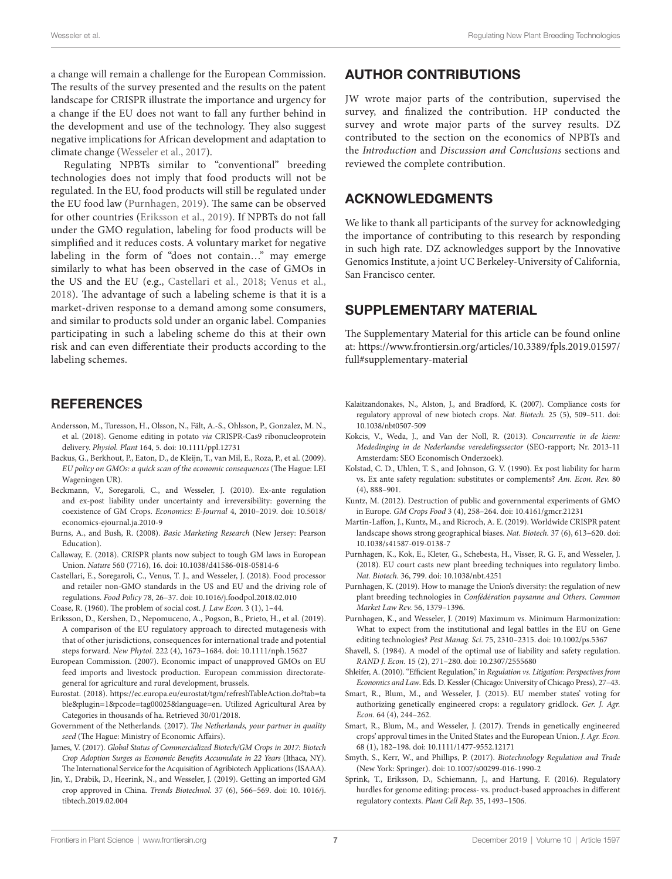a change will remain a challenge for the European Commission. The results of the survey presented and the results on the patent landscape for CRISPR illustrate the importance and urgency for a change if the EU does not want to fall any further behind in the development and use of the technology. They also suggest negative implications for African development and adaptation to climate change (Wesseler et al., 2017).

Regulating NPBTs similar to "conventional" breeding technologies does not imply that food products will not be regulated. In the EU, food products will still be regulated under the EU food law (Purnhagen, 2019). The same can be observed for other countries (Eriksson et al., 2019). If NPBTs do not fall under the GMO regulation, labeling for food products will be simplified and it reduces costs. A voluntary market for negative labeling in the form of "does not contain…" may emerge similarly to what has been observed in the case of GMOs in the US and the EU (e.g., Castellari et al., 2018; Venus et al., 2018). The advantage of such a labeling scheme is that it is a market-driven response to a demand among some consumers, and similar to products sold under an organic label. Companies participating in such a labeling scheme do this at their own risk and can even differentiate their products according to the labeling schemes.

## AUTHOR CONTRIBUTIONS

JW wrote major parts of the contribution, supervised the survey, and finalized the contribution. HP conducted the survey and wrote major parts of the survey results. DZ contributed to the section on the economics of NPBTs and the *Introduction* and *Discussion and Conclusions* sections and reviewed the complete contribution.

## ACKNOWLEDGMENTS

We like to thank all participants of the survey for acknowledging the importance of contributing to this research by responding in such high rate. DZ acknowledges support by the Innovative Genomics Institute, a joint UC Berkeley-University of California, San Francisco center.

## SUPPLEMENTARY MATERIAL

The Supplementary Material for this article can be found online at: https://www.frontiersin.org/articles/10.3389/fpls.2019.01597/full#supplementary-material

## REFERENCES

Andersson, M., Turesson, H., Olsson, N., Fält, A.-S., Ohlsson, P., Gonzalez, M. N., et al. (2018). Genome editing in potato *via* CRISPR-Cas9 ribonucleoprotein delivery. *Physiol. Plant* 164, 5. doi: 10.1111/ppl.12731

Backus, G., Berkhout, P., Eaton, D., de Kleijn, T., van Mil, E., Roza, P., et al. (2009). *EU policy on GMOs: a quick scan of the economic consequences* (The Hague: LEI Wageningen UR).

Beckmann, V., Soregaroli, C., and Wesseler, J. (2010). Ex-ante regulation and ex-post liability under uncertainty and irreversibility: governing the coexistence of GM Crops. *Economics: E-Journal* 4, 2010–2019. doi: 10.5018/economics-ejournal.ja.2010-9

Burns, A., and Bush, R. (2008). *Basic Marketing Research* (New Jersey: Pearson Education).

Callaway, E. (2018). CRISPR plants now subject to tough GM laws in European Union. *Nature* 560 (7716), 16. doi: 10.1038/d41586-018-05814-6

Castellari, E., Soregaroli, C., Venus, T. J., and Wesseler, J. (2018). Food processor and retailer non-GMO standards in the US and EU and the driving role of regulations. *Food Policy* 78, 26–37. doi: 10.1016/j.foodpol.2018.02.010

Coase, R. (1960). The problem of social cost. *J. Law Econ.* 3 (1), 1–44.

Eriksson, D., Kershen, D., Nepomuceno, A., Pogson, B., Prieto, H., et al. (2019). A comparison of the EU regulatory approach to directed mutagenesis with that of other jurisdictions, consequences for international trade and potential steps forward. *New Phytol.* 222 (4), 1673–1684. doi: 10.1111/nph.15627

European Commission. (2007). Economic impact of unapproved GMOs on EU feed imports and livestock production. European commission directorate-general for agriculture and rural development, brussels.

Eurostat. (2018). https://ec.europa.eu/eurostat/tgm/refreshTableAction.do?tab=table&plugin=1&pcode=tag00025&language=en. Utilized Agricultural Area by Categories in thousands of ha. Retrieved 30/01/2018.

Government of the Netherlands. (2017). *The Netherlands, your partner in quality seed* (The Hague: Ministry of Economic Affairs).

James, V. (2017). *Global Status of Commercialized Biotech/GM Crops in 2017: Biotech Crop Adoption Surges as Economic Benefits Accumulate in 22 Years* (Ithaca, NY). The International Service for the Acquisition of Agribiotech Applications (ISAAA).

Jin, Y., Drabik, D., Heerink, N., and Wesseler, J. (2019). Getting an imported GM crop approved in China. *Trends Biotechnol.* 37 (6), 566–569. doi: 10. 1016/j.tibtech.2019.02.004

Kalaitzandonakes, N., Alston, J., and Bradford, K. (2007). Compliance costs for regulatory approval of new biotech crops. *Nat. Biotech.* 25 (5), 509–511. doi: 10.1038/nbt0507-509

Kokcis, V., Weda, J., and Van der Noll, R. (2013). *Concurrentie in de kiem: Mededinging in de Nederlandse veredelingssector* (SEO-rapport; Nr. 2013-11 Amsterdam: SEO Economisch Onderzoek).

Kolstad, C. D., Uhlen, T. S., and Johnson, G. V. (1990). Ex post liability for harm vs. Ex ante safety regulation: substitutes or complements? *Am. Econ. Rev.* 80 (4), 888–901.

Kuntz, M. (2012). Destruction of public and governmental experiments of GMO in Europe. *GM Crops Food* 3 (4), 258–264. doi: 10.4161/gmcr.21231

Martin-Laffon, J., Kuntz, M., and Ricroch, A. E. (2019). Worldwide CRISPR patent landscape shows strong geographical biases. *Nat. Biotech.* 37 (6), 613–620. doi: 10.1038/s41587-019-0138-7

Purnhagen, K., Kok, E., Kleter, G., Schebesta, H., Visser, R. G. F., and Wesseler, J. (2018). EU court casts new plant breeding techniques into regulatory limbo. *Nat. Biotech.* 36, 799. doi: 10.1038/nbt.4251

Purnhagen, K. (2019). How to manage the Union's diversity: the regulation of new plant breeding technologies in *Confédération paysanne and Others*. *Common Market Law Rev.* 56, 1379–1396.

Purnhagen, K., and Wesseler, J. (2019) Maximum vs. Minimum Harmonization: What to expect from the institutional and legal battles in the EU on Gene editing technologies? *Pest Manag. Sci.* 75, 2310–2315. doi: 10.1002/ps.5367

Shavell, S. (1984). A model of the optimal use of liability and safety regulation. *RAND J. Econ.* 15 (2), 271–280. doi: 10.2307/2555680

Shleifer, A. (2010). "Efficient Regulation," in *Regulation vs. Litigation: Perspectives from Economics and Law*. Eds. D. Kessler (Chicago: University of Chicago Press), 27–43.

Smart, R., Blum, M., and Wesseler, J. (2015). EU member states' voting for authorizing genetically engineered crops: a regulatory gridlock. *Ger. J. Agr. Econ.* 64 (4), 244–262.

Smart, R., Blum, M., and Wesseler, J. (2017). Trends in genetically engineered crops' approval times in the United States and the European Union. *J. Agr. Econ.* 68 (1), 182–198. doi: 10.1111/1477-9552.12171

Smyth, S., Kerr, W., and Phillips, P. (2017). *Biotechnology Regulation and Trade* (New York: Springer). doi: 10.1007/s00299-016-1990-2

Sprink, T., Eriksson, D., Schiemann, J., and Hartung, F. (2016). Regulatory hurdles for genome editing: process- vs. product-based approaches in different regulatory contexts. *Plant Cell Rep.* 35, 1493–1506.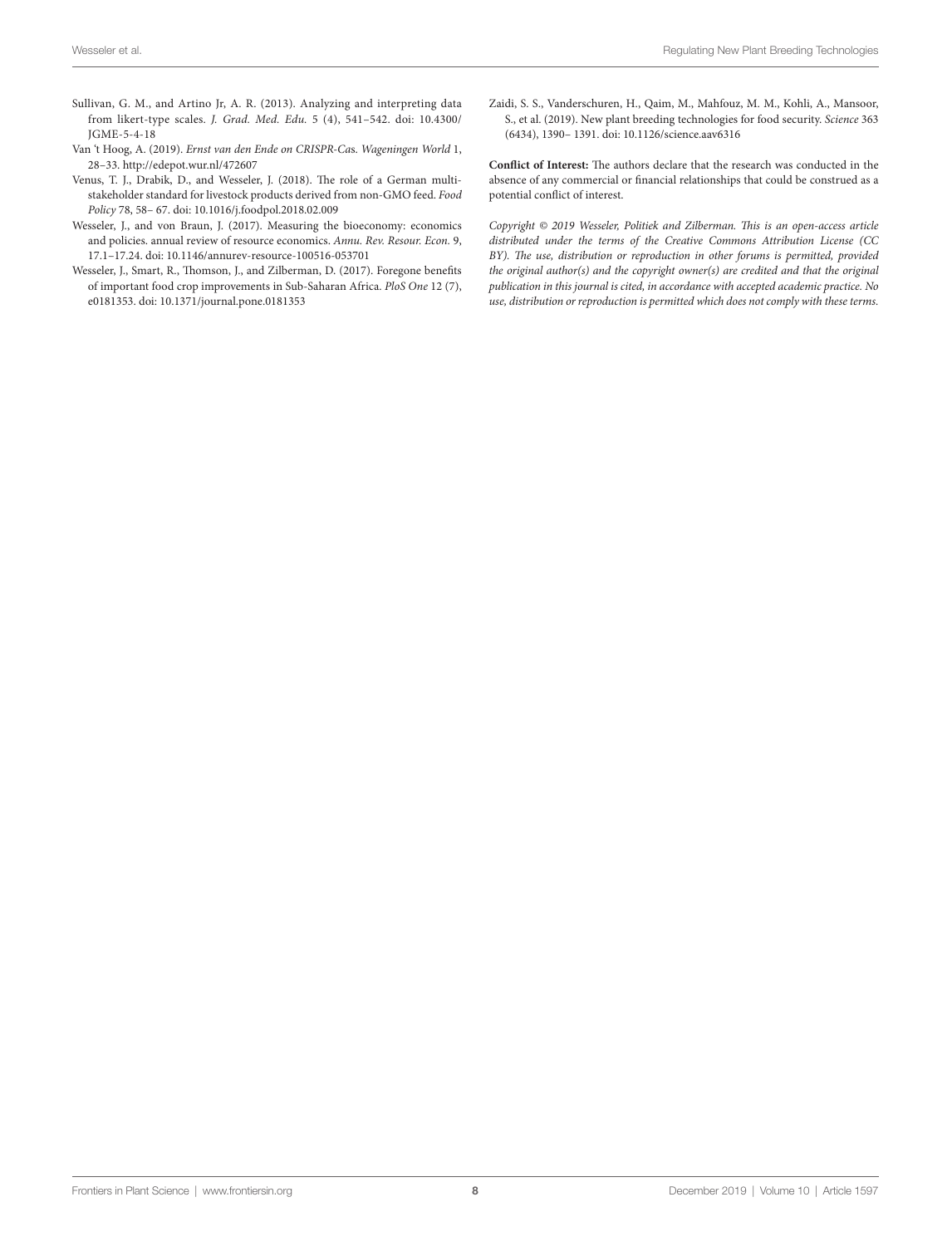Sullivan, G. M., and Artino Jr, A. R. (2013). Analyzing and interpreting data from likert-type scales. *J. Grad. Med. Edu.* 5 (4), 541–542. doi: 10.4300/JGME-5-4-18

Van 't Hoog, A. (2019). *Ernst van den Ende on CRISPR-Cas. Wageningen World* 1, 28–33. http://edepot.wur.nl/472607

Venus, T. J., Drabik, D., and Wesseler, J. (2018). The role of a German multi-stakeholder standard for livestock products derived from non-GMO feed. *Food Policy* 78, 58– 67. doi: 10.1016/j.foodpol.2018.02.009

Wesseler, J., and von Braun, J. (2017). Measuring the bioeconomy: economics and policies. annual review of resource economics. *Annu. Rev. Resour. Econ.* 9, 17.1–17.24. doi: 10.1146/annurev-resource-100516-053701

Wesseler, J., Smart, R., Thomson, J., and Zilberman, D. (2017). Foregone benefits of important food crop improvements in Sub-Saharan Africa. *PloS One* 12 (7), e0181353. doi: 10.1371/journal.pone.0181353

Zaidi, S. S., Vanderschuren, H., Qaim, M., Mahfouz, M. M., Kohli, A., Mansoor, S., et al. (2019). New plant breeding technologies for food security. *Science* 363 (6434), 1390– 1391. doi: 10.1126/science.aav6316

**Conflict of Interest:** The authors declare that the research was conducted in the absence of any commercial or financial relationships that could be construed as a potential conflict of interest.

*Copyright © 2019 Wesseler, Politiek and Zilberman. This is an open-access article distributed under the terms of the Creative Commons Attribution License (CC BY). The use, distribution or reproduction in other forums is permitted, provided the original author(s) and the copyright owner(s) are credited and that the original publication in this journal is cited, in accordance with accepted academic practice. No use, distribution or reproduction is permitted which does not comply with these terms.*